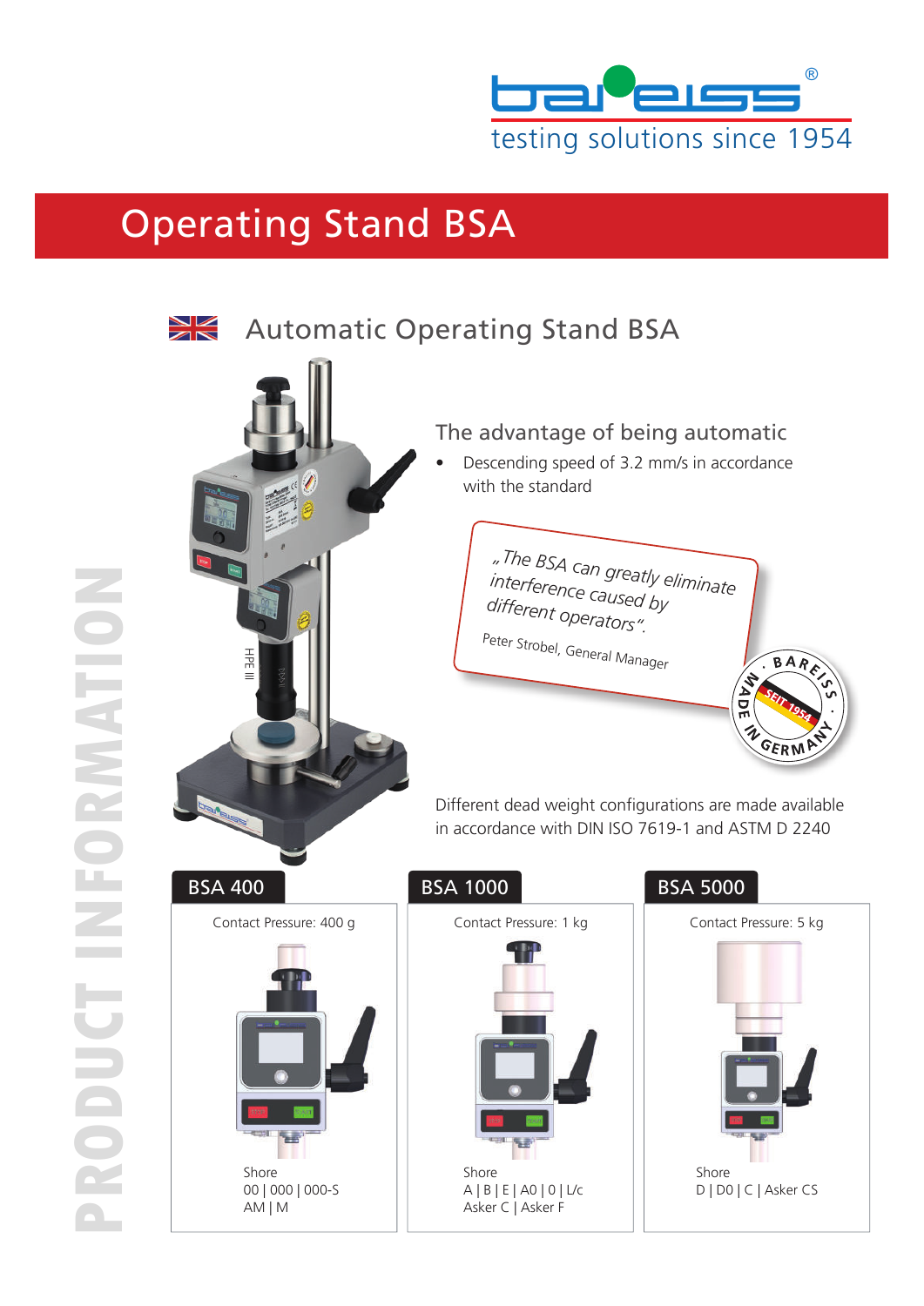bareiss®
testing solutions since 1954

# Operating Stand BSA

## Automatic Operating Stand BSA

### The advantage of being automatic

- Descending speed of 3.2 mm/s in accordance with the standard

„The BSA can greatly eliminate interference caused by different operators".

Peter Strobel, General Manager

BAREISS · SEIT 1954 · MADE IN GERMANY

Different dead weight configurations are made available in accordance with DIN ISO 7619-1 and ASTM D 2240

PRODUCT INFORMATION

### BSA 400

Contact Pressure: 400 g

Shore
00 | 000 | 000-S
AM | M

### BSA 1000

Contact Pressure: 1 kg

Shore
A | B | E | A0 | 0 | L/c
Asker C | Asker F

### BSA 5000

Contact Pressure: 5 kg

Shore
D | D0 | C | Asker CS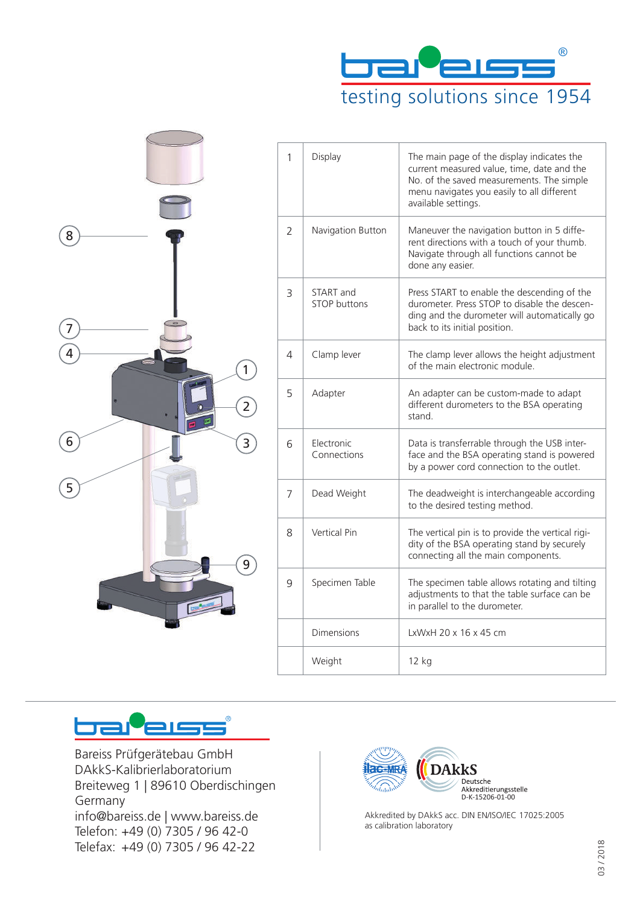bareiss®

testing solutions since 1954

| | | |
|---|---|---|
| 1 | Display | The main page of the display indicates the current measured value, time, date and the No. of the saved measurements. The simple menu navigates you easily to all different available settings. |
| 2 | Navigation Button | Maneuver the navigation button in 5 different directions with a touch of your thumb. Navigate through all functions cannot be done any easier. |
| 3 | START and STOP buttons | Press START to enable the descending of the durometer. Press STOP to disable the descending and the durometer will automatically go back to its initial position. |
| 4 | Clamp lever | The clamp lever allows the height adjustment of the main electronic module. |
| 5 | Adapter | An adapter can be custom-made to adapt different durometers to the BSA operating stand. |
| 6 | Electronic Connections | Data is transferrable through the USB interface and the BSA operating stand is powered by a power cord connection to the outlet. |
| 7 | Dead Weight | The deadweight is interchangeable according to the desired testing method. |
| 8 | Vertical Pin | The vertical pin is to provide the vertical rigidity of the BSA operating stand by securely connecting all the main components. |
| 9 | Specimen Table | The specimen table allows rotating and tilting adjustments to that the table surface can be in parallel to the durometer. |
| | Dimensions | LxWxH 20 x 16 x 45 cm |
| | Weight | 12 kg |

bareiss®

Bareiss Prüfgerätebau GmbH
DAkkS-Kalibrierlaboratorium
Breiteweg 1 | 89610 Oberdischingen
Germany
info@bareiss.de | www.bareiss.de
Telefon: +49 (0) 7305 / 96 42-0
Telefax: +49 (0) 7305 / 96 42-22

ilac-MRA
DAkkS Deutsche Akkreditierungsstelle D-K-15206-01-00

Akkredited by DAkkS acc. DIN EN/ISO/IEC 17025:2005
as calibration laboratory

03 / 2018